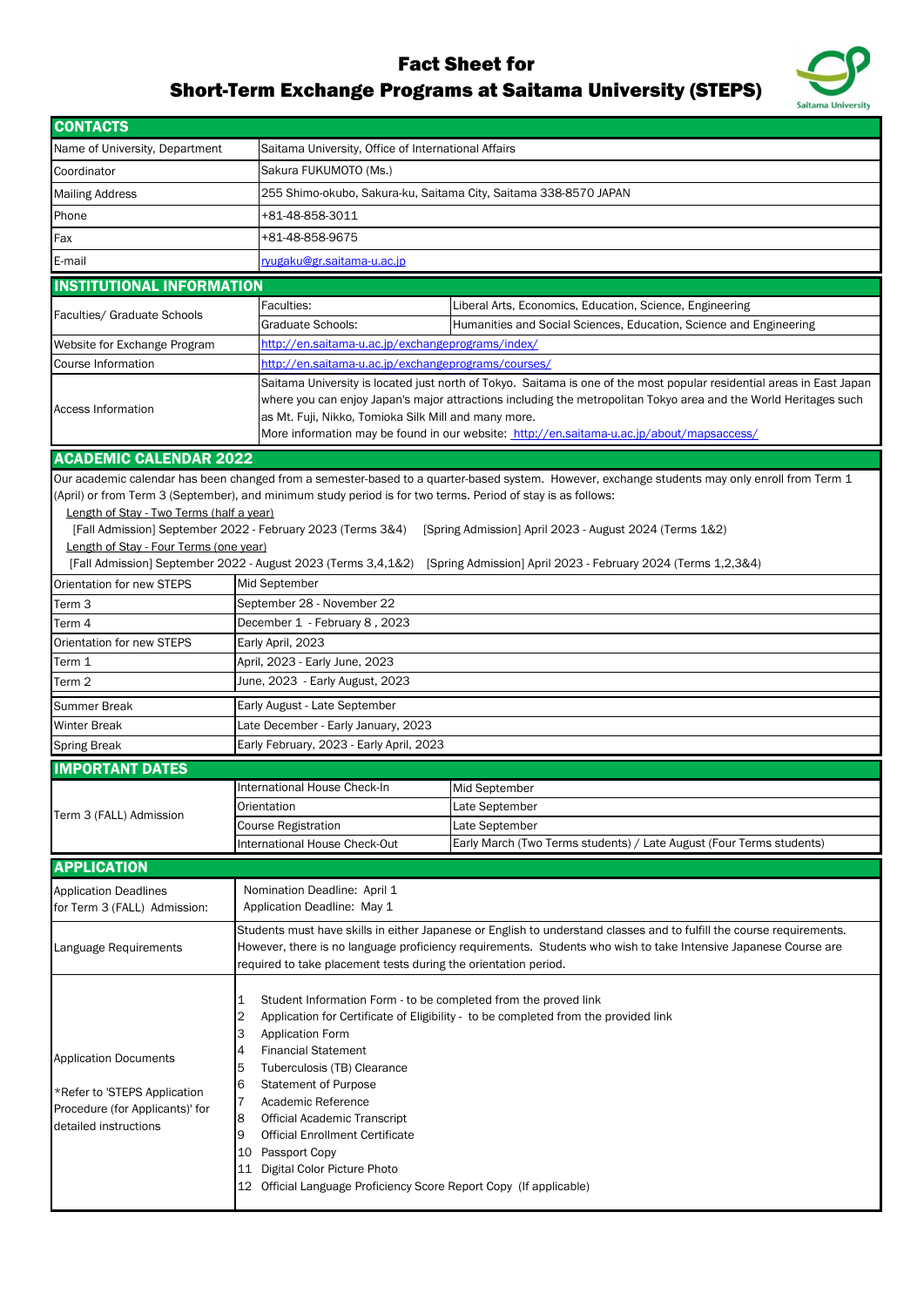# Fact Sheet for Short-Term Exchange Programs at Saitama University (STEPS)

## CONTACTS

| | |
|---|---|
| Name of University, Department | Saitama University, Office of International Affairs |
| Coordinator | Sakura FUKUMOTO (Ms.) |
| Mailing Address | 255 Shimo-okubo, Sakura-ku, Saitama City, Saitama 338-8570 JAPAN |
| Phone | +81-48-858-3011 |
| Fax | +81-48-858-9675 |
| E-mail | ryugaku@gr.saitama-u.ac.jp |

## INSTITUTIONAL INFORMATION

| | | |
|---|---|---|
| Faculties/ Graduate Schools | Faculties: | Liberal Arts, Economics, Education, Science, Engineering |
| | Graduate Schools: | Humanities and Social Sciences, Education, Science and Engineering |
| Website for Exchange Program | http://en.saitama-u.ac.jp/exchangeprograms/index/ | |
| Course Information | http://en.saitama-u.ac.jp/exchangeprograms/courses/ | |
| Access Information | Saitama University is located just north of Tokyo. Saitama is one of the most popular residential areas in East Japan where you can enjoy Japan's major attractions including the metropolitan Tokyo area and the World Heritages such as Mt. Fuji, Nikko, Tomioka Silk Mill and many more. More information may be found in our website: http://en.saitama-u.ac.jp/about/mapsaccess/ | |

## ACADEMIC CALENDAR 2022

Our academic calendar has been changed from a semester-based to a quarter-based system. However, exchange students may only enroll from Term 1 (April) or from Term 3 (September), and minimum study period is for two terms. Period of stay is as follows:

Length of Stay - Two Terms (half a year)
[Fall Admission] September 2022 - February 2023 (Terms 3&4) [Spring Admission] April 2023 - August 2024 (Terms 1&2)

Length of Stay - Four Terms (one year)
[Fall Admission] September 2022 - August 2023 (Terms 3,4,1&2) [Spring Admission] April 2023 - February 2024 (Terms 1,2,3&4)

| | |
|---|---|
| Orientation for new STEPS | Mid September |
| Term 3 | September 28 - November 22 |
| Term 4 | December 1 - February 8 , 2023 |
| Orientation for new STEPS | Early April, 2023 |
| Term 1 | April, 2023 - Early June, 2023 |
| Term 2 | June, 2023 - Early August, 2023 |
| Summer Break | Early August - Late September |
| Winter Break | Late December - Early January, 2023 |
| Spring Break | Early February, 2023 - Early April, 2023 |

## IMPORTANT DATES

| | | |
|---|---|---|
| Term 3 (FALL) Admission | International House Check-In | Mid September |
| | Orientation | Late September |
| | Course Registration | Late September |
| | International House Check-Out | Early March (Two Terms students) / Late August (Four Terms students) |

## APPLICATION

| | |
|---|---|
| Application Deadlines for Term 3 (FALL) Admission: | Nomination Deadline: April 1<br>Application Deadline: May 1 |
| Language Requirements | Students must have skills in either Japanese or English to understand classes and to fulfill the course requirements. However, there is no language proficiency requirements. Students who wish to take Intensive Japanese Course are required to take placement tests during the orientation period. |
| Application Documents<br><br>*Refer to 'STEPS Application Procedure (for Applicants)' for detailed instructions | 1 Student Information Form - to be completed from the proved link<br>2 Application for Certificate of Eligibility - to be completed from the provided link<br>3 Application Form<br>4 Financial Statement<br>5 Tuberculosis (TB) Clearance<br>6 Statement of Purpose<br>7 Academic Reference<br>8 Official Academic Transcript<br>9 Official Enrollment Certificate<br>10 Passport Copy<br>11 Digital Color Picture Photo<br>12 Official Language Proficiency Score Report Copy (If applicable) |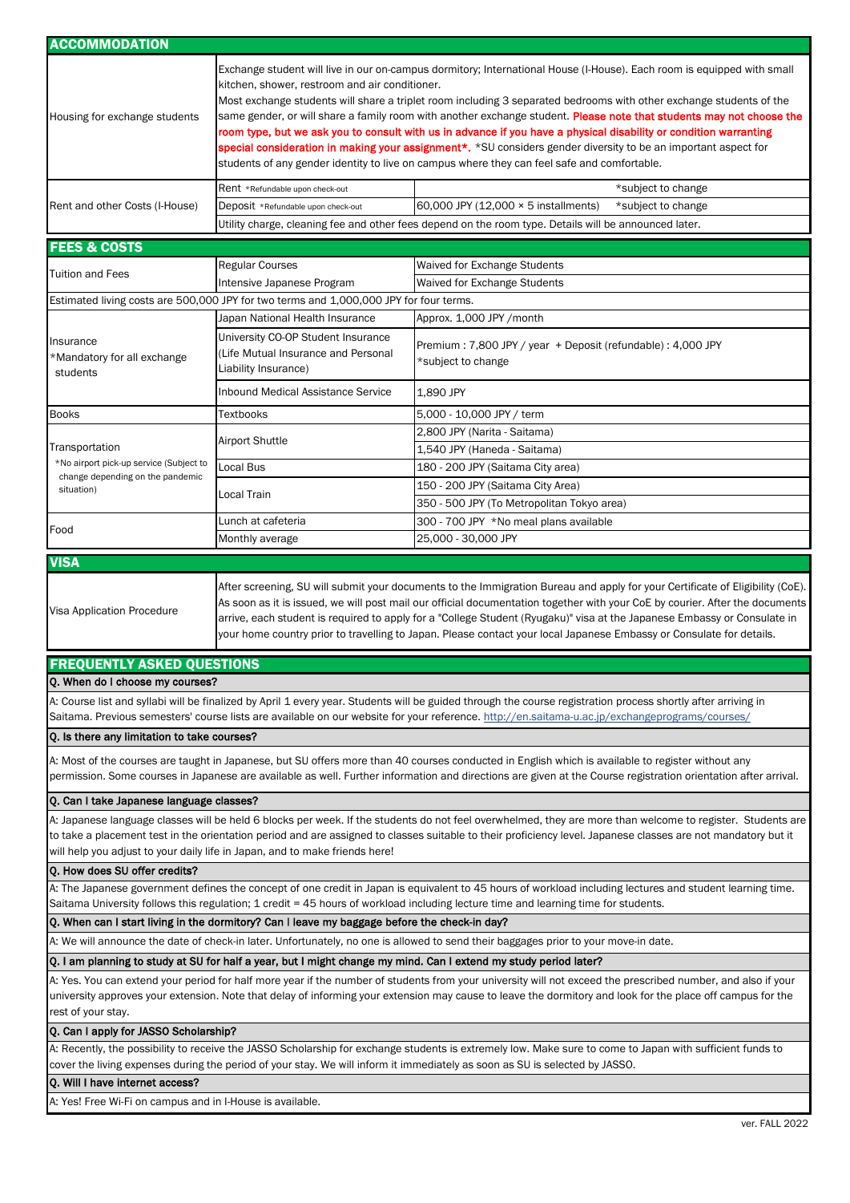## ACCOMMODATION

| | | |
|---|---|---|
| Housing for exchange students | Exchange student will live in our on-campus dormitory; International House (I-House). Each room is equipped with small kitchen, shower, restroom and air conditioner. Most exchange students will share a triplet room including 3 separated bedrooms with other exchange students of the same gender, or will share a family room with another exchange student. **Please note that students may not choose the room type, but we ask you to consult with us in advance if you have a physical disability or condition warranting special consideration in making your assignment*.** *SU considers gender diversity to be an important aspect for students of any gender identity to live on campus where they can feel safe and comfortable. | |
| Rent and other Costs (I-House) | Rent *Refundable upon check-out | *subject to change |
| | Deposit *Refundable upon check-out | 60,000 JPY (12,000 × 5 installments) *subject to change |
| | Utility charge, cleaning fee and other fees depend on the room type. Details will be announced later. | |

## FEES & COSTS

| | | |
|---|---|---|
| Tuition and Fees | Regular Courses | Waived for Exchange Students |
| | Intensive Japanese Program | Waived for Exchange Students |
| Estimated living costs are 500,000 JPY for two terms and 1,000,000 JPY for four terms. | | |
| Insurance *Mandatory for all exchange students | Japan National Health Insurance | Approx. 1,000 JPY /month |
| | University CO-OP Student Insurance (Life Mutual Insurance and Personal Liability Insurance) | Premium : 7,800 JPY / year + Deposit (refundable) : 4,000 JPY *subject to change |
| | Inbound Medical Assistance Service | 1,890 JPY |
| Books | Textbooks | 5,000 - 10,000 JPY / term |
| Transportation *No airport pick-up service (Subject to change depending on the pandemic situation) | Airport Shuttle | 2,800 JPY (Narita - Saitama) |
| | | 1,540 JPY (Haneda - Saitama) |
| | Local Bus | 180 - 200 JPY (Saitama City area) |
| | Local Train | 150 - 200 JPY (Saitama City Area) |
| | | 350 - 500 JPY (To Metropolitan Tokyo area) |
| Food | Lunch at cafeteria | 300 - 700 JPY *No meal plans available |
| | Monthly average | 25,000 - 30,000 JPY |

## VISA

| | |
|---|---|
| Visa Application Procedure | After screening, SU will submit your documents to the Immigration Bureau and apply for your Certificate of Eligibility (CoE). As soon as it is issued, we will post mail our official documentation together with your CoE by courier. After the documents arrive, each student is required to apply for a "College Student (Ryugaku)" visa at the Japanese Embassy or Consulate in your home country prior to travelling to Japan. Please contact your local Japanese Embassy or Consulate for details. |

## FREQUENTLY ASKED QUESTIONS

**Q. When do I choose my courses?**

A: Course list and syllabi will be finalized by April 1 every year. Students will be guided through the course registration process shortly after arriving in Saitama. Previous semesters' course lists are available on our website for your reference. http://en.saitama-u.ac.jp/exchangeprograms/courses/

**Q. Is there any limitation to take courses?**

A: Most of the courses are taught in Japanese, but SU offers more than 40 courses conducted in English which is available to register without any permission. Some courses in Japanese are available as well. Further information and directions are given at the Course registration orientation after arrival.

**Q. Can I take Japanese language classes?**

A: Japanese language classes will be held 6 blocks per week. If the students do not feel overwhelmed, they are more than welcome to register. Students are to take a placement test in the orientation period and are assigned to classes suitable to their proficiency level. Japanese classes are not mandatory but it will help you adjust to your daily life in Japan, and to make friends here!

**Q. How does SU offer credits?**

A: The Japanese government defines the concept of one credit in Japan is equivalent to 45 hours of workload including lectures and student learning time. Saitama University follows this regulation; 1 credit = 45 hours of workload including lecture time and learning time for students.

**Q. When can I start living in the dormitory? Can I leave my baggage before the check-in day?**

A: We will announce the date of check-in later. Unfortunately, no one is allowed to send their baggages prior to your move-in date.

**Q. I am planning to study at SU for half a year, but I might change my mind. Can I extend my study period later?**

A: Yes. You can extend your period for half more year if the number of students from your university will not exceed the prescribed number, and also if your university approves your extension. Note that delay of informing your extension may cause to leave the dormitory and look for the place off campus for the rest of your stay.

**Q. Can I apply for JASSO Scholarship?**

A: Recently, the possibility to receive the JASSO Scholarship for exchange students is extremely low. Make sure to come to Japan with sufficient funds to cover the living expenses during the period of your stay. We will inform it immediately as soon as SU is selected by JASSO.

**Q. Will I have internet access?**

A: Yes! Free Wi-Fi on campus and in I-House is available.

ver. FALL 2022